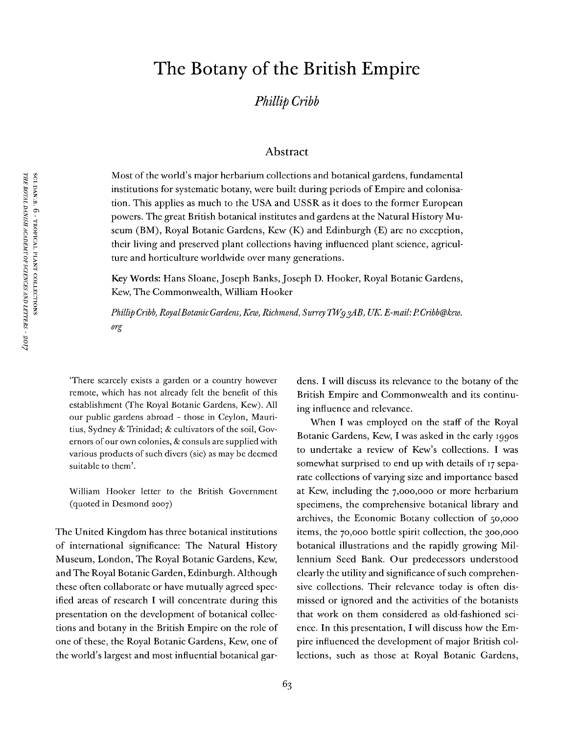# The Botany of the British Empire

*Phillip Cribb*

## Abstract

Most of the world's major herbarium collections and botanical gardens, fundamental institutions for systematic botany, were built during periods of Empire and colonisation. This applies as much to the USA and USSR as it does to the former European powers. The great British botanical institutes and gardens at the Natural History Museum (BM), Royal Botanic Gardens, Kew (K) and Edinburgh (E) are no exception, their living and preserved plant collections having influenced plant science, agriculture and horticulture worldwide over many generations.

**Key Words:** Hans Sloane, Joseph Banks, Joseph D. Hooker, Royal Botanic Gardens, Kew, The Commonwealth, William Hooker

*Phillip Cribb, Royal Botanic Gardens, Kew, Richmond, Surrey TW9 3AB, UK. E-mail: P.Cribb@kew.org*

> 'There scarcely exists a garden or a country however remote, which has not already felt the benefit of this establishment (The Royal Botanic Gardens, Kew). All our public gardens abroad – those in Ceylon, Mauritius, Sydney & Trinidad; & cultivators of the soil, Governors of our own colonies, & consuls are supplied with various products of such divers (sic) as may be deemed suitable to them'.
>
> William Hooker letter to the British Government (quoted in Desmond 2007)

The United Kingdom has three botanical institutions of international significance: The Natural History Museum, London, The Royal Botanic Gardens, Kew, and The Royal Botanic Garden, Edinburgh. Although these often collaborate or have mutually agreed specified areas of research I will concentrate during this presentation on the development of botanical collections and botany in the British Empire on the role of one of these, the Royal Botanic Gardens, Kew, one of the world's largest and most influential botanical gardens. I will discuss its relevance to the botany of the British Empire and Commonwealth and its continuing influence and relevance.

When I was employed on the staff of the Royal Botanic Gardens, Kew, I was asked in the early 1990s to undertake a review of Kew's collections. I was somewhat surprised to end up with details of 17 separate collections of varying size and importance based at Kew, including the 7,000,000 or more herbarium specimens, the comprehensive botanical library and archives, the Economic Botany collection of 50,000 items, the 70,000 bottle spirit collection, the 300,000 botanical illustrations and the rapidly growing Millennium Seed Bank. Our predecessors understood clearly the utility and significance of such comprehensive collections. Their relevance today is often dismissed or ignored and the activities of the botanists that work on them considered as old-fashioned science. In this presentation, I will discuss how the Empire influenced the development of major British collections, such as those at Royal Botanic Gardens,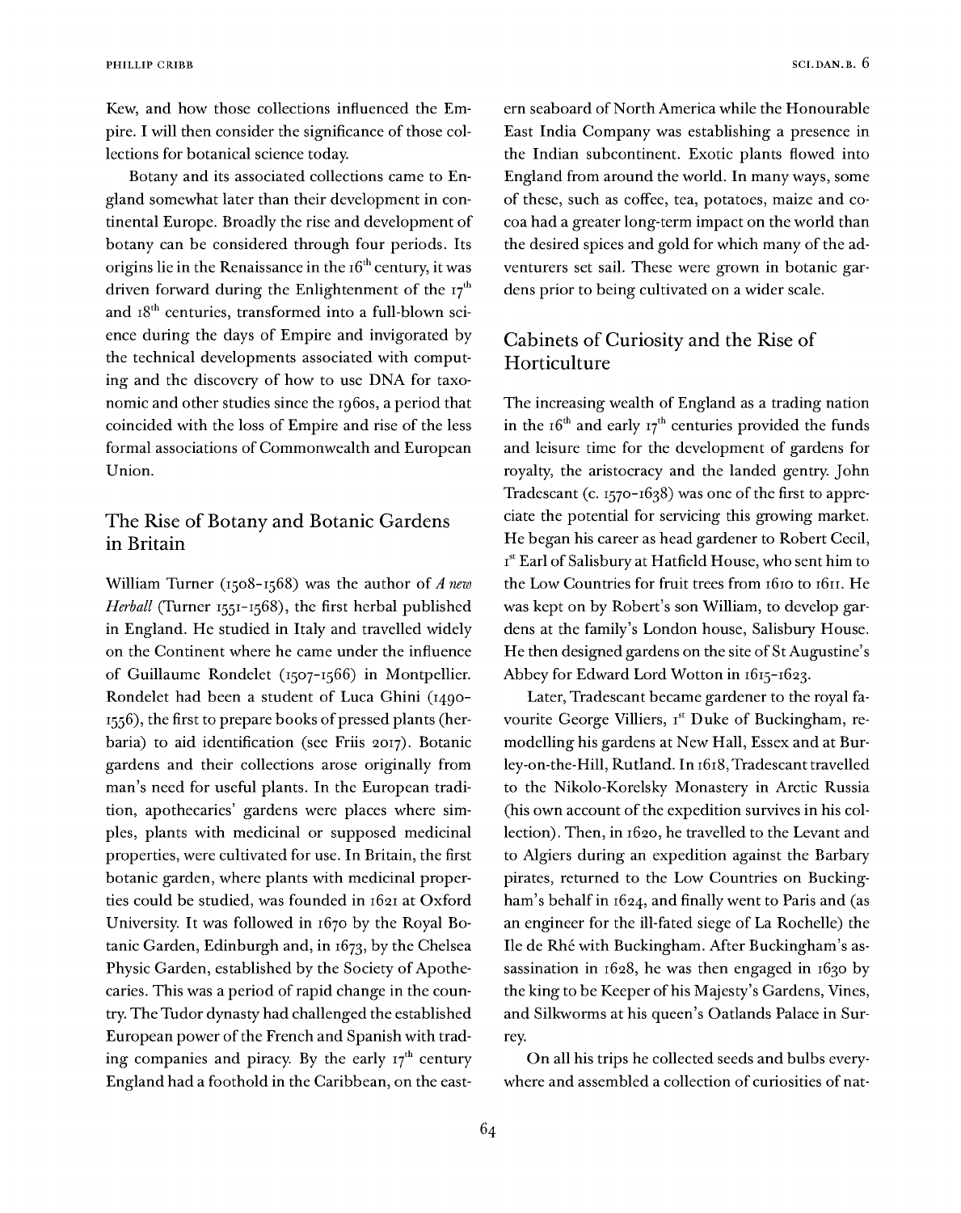Kew, and how those collections influenced the Empire. I will then consider the significance of those collections for botanical science today.

Botany and its associated collections came to England somewhat later than their development in continental Europe. Broadly the rise and development of botany can be considered through four periods. Its origins lie in the Renaissance in the 16th century, it was driven forward during the Enlightenment of the 17th and 18th centuries, transformed into a full-blown science during the days of Empire and invigorated by the technical developments associated with computing and the discovery of how to use DNA for taxonomic and other studies since the 1960s, a period that coincided with the loss of Empire and rise of the less formal associations of Commonwealth and European Union.

## The Rise of Botany and Botanic Gardens in Britain

William Turner (1508–1568) was the author of *A new Herball* (Turner 1551–1568), the first herbal published in England. He studied in Italy and travelled widely on the Continent where he came under the influence of Guillaume Rondelet (1507–1566) in Montpellier. Rondelet had been a student of Luca Ghini (1490–1556), the first to prepare books of pressed plants (herbaria) to aid identification (see Friis 2017). Botanic gardens and their collections arose originally from man's need for useful plants. In the European tradition, apothecaries' gardens were places where simples, plants with medicinal or supposed medicinal properties, were cultivated for use. In Britain, the first botanic garden, where plants with medicinal properties could be studied, was founded in 1621 at Oxford University. It was followed in 1670 by the Royal Botanic Garden, Edinburgh and, in 1673, by the Chelsea Physic Garden, established by the Society of Apothecaries. This was a period of rapid change in the country. The Tudor dynasty had challenged the established European power of the French and Spanish with trading companies and piracy. By the early 17th century England had a foothold in the Caribbean, on the eastern seaboard of North America while the Honourable East India Company was establishing a presence in the Indian subcontinent. Exotic plants flowed into England from around the world. In many ways, some of these, such as coffee, tea, potatoes, maize and cocoa had a greater long-term impact on the world than the desired spices and gold for which many of the adventurers set sail. These were grown in botanic gardens prior to being cultivated on a wider scale.

## Cabinets of Curiosity and the Rise of Horticulture

The increasing wealth of England as a trading nation in the 16th and early 17th centuries provided the funds and leisure time for the development of gardens for royalty, the aristocracy and the landed gentry. John Tradescant (c. 1570–1638) was one of the first to appreciate the potential for servicing this growing market. He began his career as head gardener to Robert Cecil, 1st Earl of Salisbury at Hatfield House, who sent him to the Low Countries for fruit trees from 1610 to 1611. He was kept on by Robert's son William, to develop gardens at the family's London house, Salisbury House. He then designed gardens on the site of St Augustine's Abbey for Edward Lord Wotton in 1615–1623.

Later, Tradescant became gardener to the royal favourite George Villiers, 1st Duke of Buckingham, remodelling his gardens at New Hall, Essex and at Burley-on-the-Hill, Rutland. In 1618, Tradescant travelled to the Nikolo-Korelsky Monastery in Arctic Russia (his own account of the expedition survives in his collection). Then, in 1620, he travelled to the Levant and to Algiers during an expedition against the Barbary pirates, returned to the Low Countries on Buckingham's behalf in 1624, and finally went to Paris and (as an engineer for the ill-fated siege of La Rochelle) the Ile de Rhé with Buckingham. After Buckingham's assassination in 1628, he was then engaged in 1630 by the king to be Keeper of his Majesty's Gardens, Vines, and Silkworms at his queen's Oatlands Palace in Surrey.

On all his trips he collected seeds and bulbs everywhere and assembled a collection of curiosities of nat-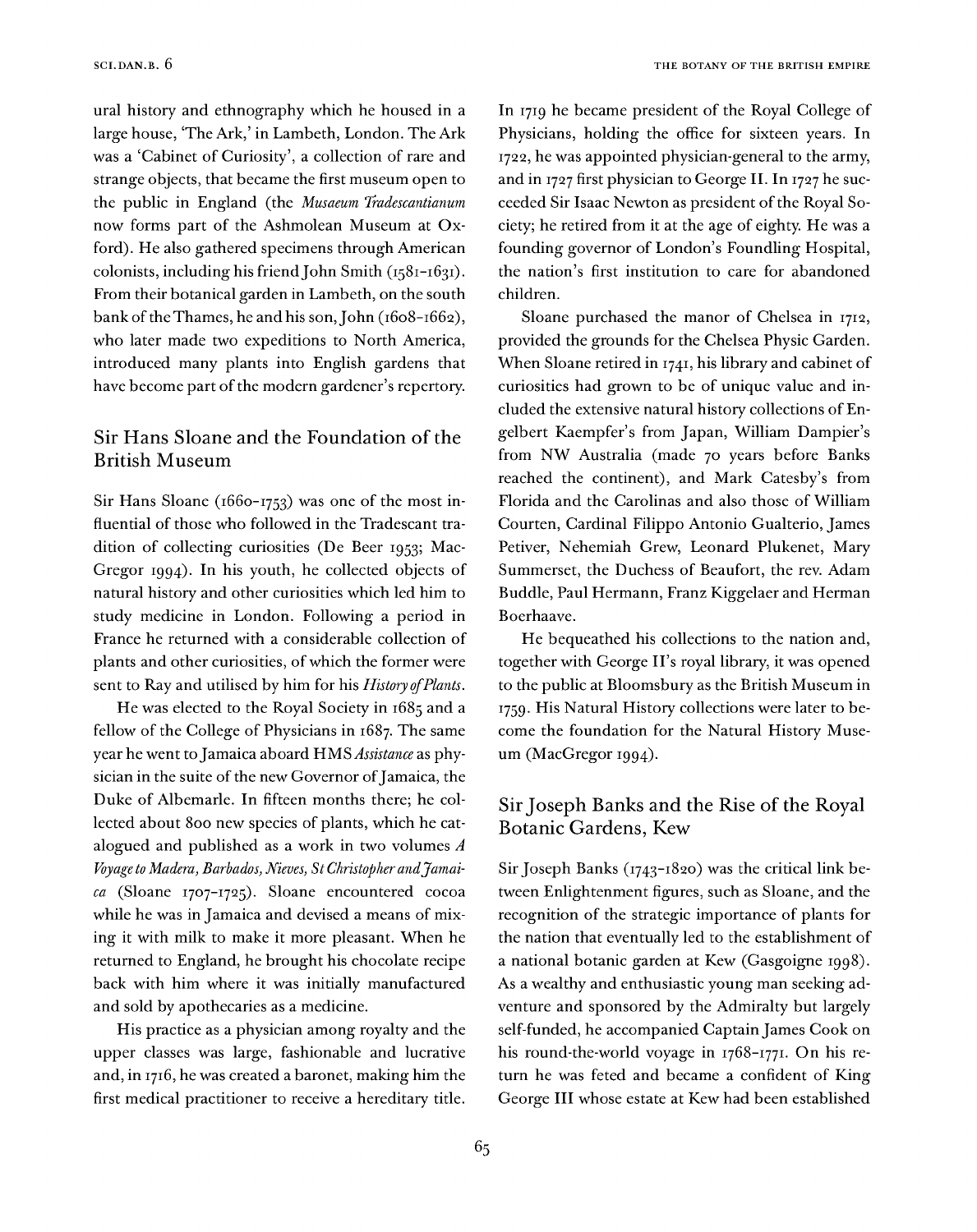ural history and ethnography which he housed in a large house, 'The Ark,' in Lambeth, London. The Ark was a 'Cabinet of Curiosity', a collection of rare and strange objects, that became the first museum open to the public in England (the *Musaeum Tradescantianum* now forms part of the Ashmolean Museum at Oxford). He also gathered specimens through American colonists, including his friend John Smith (1581–1631). From their botanical garden in Lambeth, on the south bank of the Thames, he and his son, John (1608–1662), who later made two expeditions to North America, introduced many plants into English gardens that have become part of the modern gardener's repertory.

## Sir Hans Sloane and the Foundation of the British Museum

Sir Hans Sloane (1660–1753) was one of the most influential of those who followed in the Tradescant tradition of collecting curiosities (De Beer 1953; MacGregor 1994). In his youth, he collected objects of natural history and other curiosities which led him to study medicine in London. Following a period in France he returned with a considerable collection of plants and other curiosities, of which the former were sent to Ray and utilised by him for his *History of Plants*.

He was elected to the Royal Society in 1685 and a fellow of the College of Physicians in 1687. The same year he went to Jamaica aboard HMS *Assistance* as physician in the suite of the new Governor of Jamaica, the Duke of Albemarle. In fifteen months there; he collected about 800 new species of plants, which he catalogued and published as a work in two volumes *A Voyage to Madera, Barbados, Nieves, St Christopher and Jamaica* (Sloane 1707–1725). Sloane encountered cocoa while he was in Jamaica and devised a means of mixing it with milk to make it more pleasant. When he returned to England, he brought his chocolate recipe back with him where it was initially manufactured and sold by apothecaries as a medicine.

His practice as a physician among royalty and the upper classes was large, fashionable and lucrative and, in 1716, he was created a baronet, making him the first medical practitioner to receive a hereditary title. In 1719 he became president of the Royal College of Physicians, holding the office for sixteen years. In 1722, he was appointed physician-general to the army, and in 1727 first physician to George II. In 1727 he succeeded Sir Isaac Newton as president of the Royal Society; he retired from it at the age of eighty. He was a founding governor of London's Foundling Hospital, the nation's first institution to care for abandoned children.

Sloane purchased the manor of Chelsea in 1712, provided the grounds for the Chelsea Physic Garden. When Sloane retired in 1741, his library and cabinet of curiosities had grown to be of unique value and included the extensive natural history collections of Engelbert Kaempfer's from Japan, William Dampier's from NW Australia (made 70 years before Banks reached the continent), and Mark Catesby's from Florida and the Carolinas and also those of William Courten, Cardinal Filippo Antonio Gualterio, James Petiver, Nehemiah Grew, Leonard Plukenet, Mary Summerset, the Duchess of Beaufort, the rev. Adam Buddle, Paul Hermann, Franz Kiggelaer and Herman Boerhaave.

He bequeathed his collections to the nation and, together with George II's royal library, it was opened to the public at Bloomsbury as the British Museum in 1759. His Natural History collections were later to become the foundation for the Natural History Museum (MacGregor 1994).

## Sir Joseph Banks and the Rise of the Royal Botanic Gardens, Kew

Sir Joseph Banks (1743–1820) was the critical link between Enlightenment figures, such as Sloane, and the recognition of the strategic importance of plants for the nation that eventually led to the establishment of a national botanic garden at Kew (Gasgoigne 1998). As a wealthy and enthusiastic young man seeking adventure and sponsored by the Admiralty but largely self-funded, he accompanied Captain James Cook on his round-the-world voyage in 1768–1771. On his return he was feted and became a confident of King George III whose estate at Kew had been established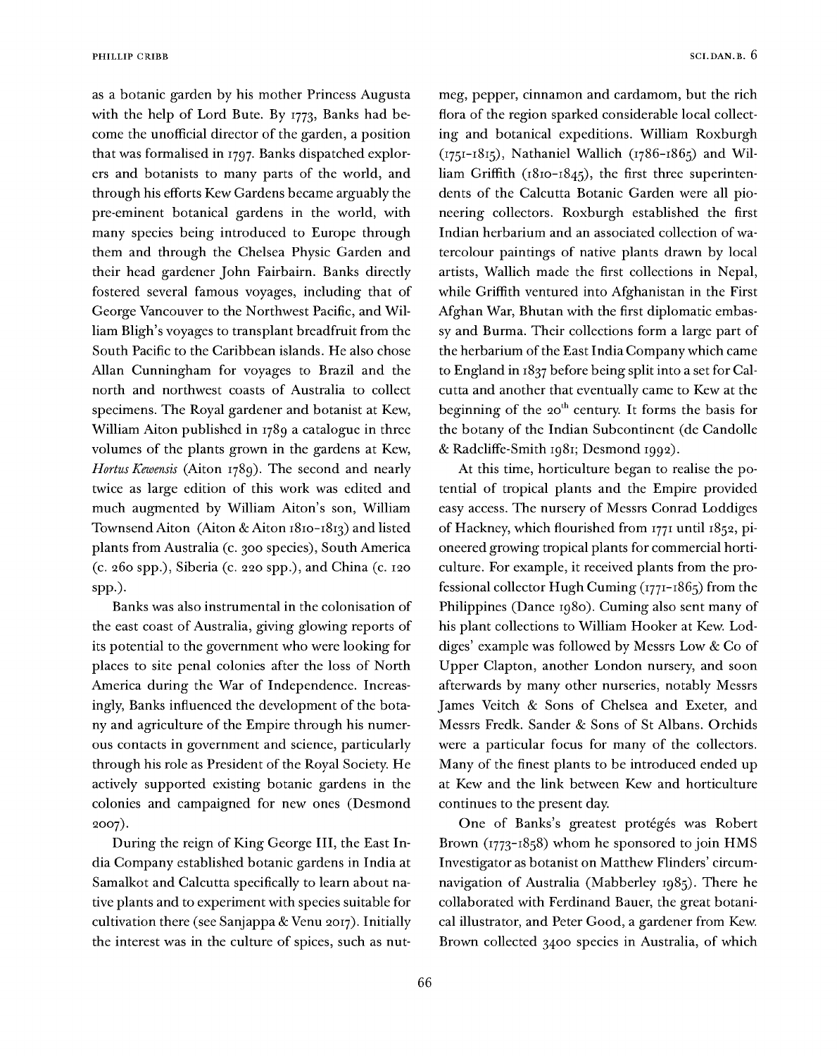as a botanic garden by his mother Princess Augusta with the help of Lord Bute. By 1773, Banks had become the unofficial director of the garden, a position that was formalised in 1797. Banks dispatched explorers and botanists to many parts of the world, and through his efforts Kew Gardens became arguably the pre-eminent botanical gardens in the world, with many species being introduced to Europe through them and through the Chelsea Physic Garden and their head gardener John Fairbairn. Banks directly fostered several famous voyages, including that of George Vancouver to the Northwest Pacific, and William Bligh's voyages to transplant breadfruit from the South Pacific to the Caribbean islands. He also chose Allan Cunningham for voyages to Brazil and the north and northwest coasts of Australia to collect specimens. The Royal gardener and botanist at Kew, William Aiton published in 1789 a catalogue in three volumes of the plants grown in the gardens at Kew, *Hortus Kewensis* (Aiton 1789). The second and nearly twice as large edition of this work was edited and much augmented by William Aiton's son, William Townsend Aiton (Aiton & Aiton 1810–1813) and listed plants from Australia (c. 300 species), South America (c. 260 spp.), Siberia (c. 220 spp.), and China (c. 120 spp.).

Banks was also instrumental in the colonisation of the east coast of Australia, giving glowing reports of its potential to the government who were looking for places to site penal colonies after the loss of North America during the War of Independence. Increasingly, Banks influenced the development of the botany and agriculture of the Empire through his numerous contacts in government and science, particularly through his role as President of the Royal Society. He actively supported existing botanic gardens in the colonies and campaigned for new ones (Desmond 2007).

During the reign of King George III, the East India Company established botanic gardens in India at Samalkot and Calcutta specifically to learn about native plants and to experiment with species suitable for cultivation there (see Sanjappa & Venu 2017). Initially the interest was in the culture of spices, such as nutmeg, pepper, cinnamon and cardamom, but the rich flora of the region sparked considerable local collecting and botanical expeditions. William Roxburgh (1751–1815), Nathaniel Wallich (1786–1865) and William Griffith (1810–1845), the first three superintendents of the Calcutta Botanic Garden were all pioneering collectors. Roxburgh established the first Indian herbarium and an associated collection of watercolour paintings of native plants drawn by local artists, Wallich made the first collections in Nepal, while Griffith ventured into Afghanistan in the First Afghan War, Bhutan with the first diplomatic embassy and Burma. Their collections form a large part of the herbarium of the East India Company which came to England in 1837 before being split into a set for Calcutta and another that eventually came to Kew at the beginning of the 20th century. It forms the basis for the botany of the Indian Subcontinent (de Candolle & Radcliffe-Smith 1981; Desmond 1992).

At this time, horticulture began to realise the potential of tropical plants and the Empire provided easy access. The nursery of Messrs Conrad Loddiges of Hackney, which flourished from 1771 until 1852, pioneered growing tropical plants for commercial horticulture. For example, it received plants from the professional collector Hugh Cuming (1771–1865) from the Philippines (Dance 1980). Cuming also sent many of his plant collections to William Hooker at Kew. Loddiges' example was followed by Messrs Low & Co of Upper Clapton, another London nursery, and soon afterwards by many other nurseries, notably Messrs James Veitch & Sons of Chelsea and Exeter, and Messrs Fredk. Sander & Sons of St Albans. Orchids were a particular focus for many of the collectors. Many of the finest plants to be introduced ended up at Kew and the link between Kew and horticulture continues to the present day.

One of Banks's greatest protégés was Robert Brown (1773–1858) whom he sponsored to join HMS Investigator as botanist on Matthew Flinders' circumnavigation of Australia (Mabberley 1985). There he collaborated with Ferdinand Bauer, the great botanical illustrator, and Peter Good, a gardener from Kew. Brown collected 3400 species in Australia, of which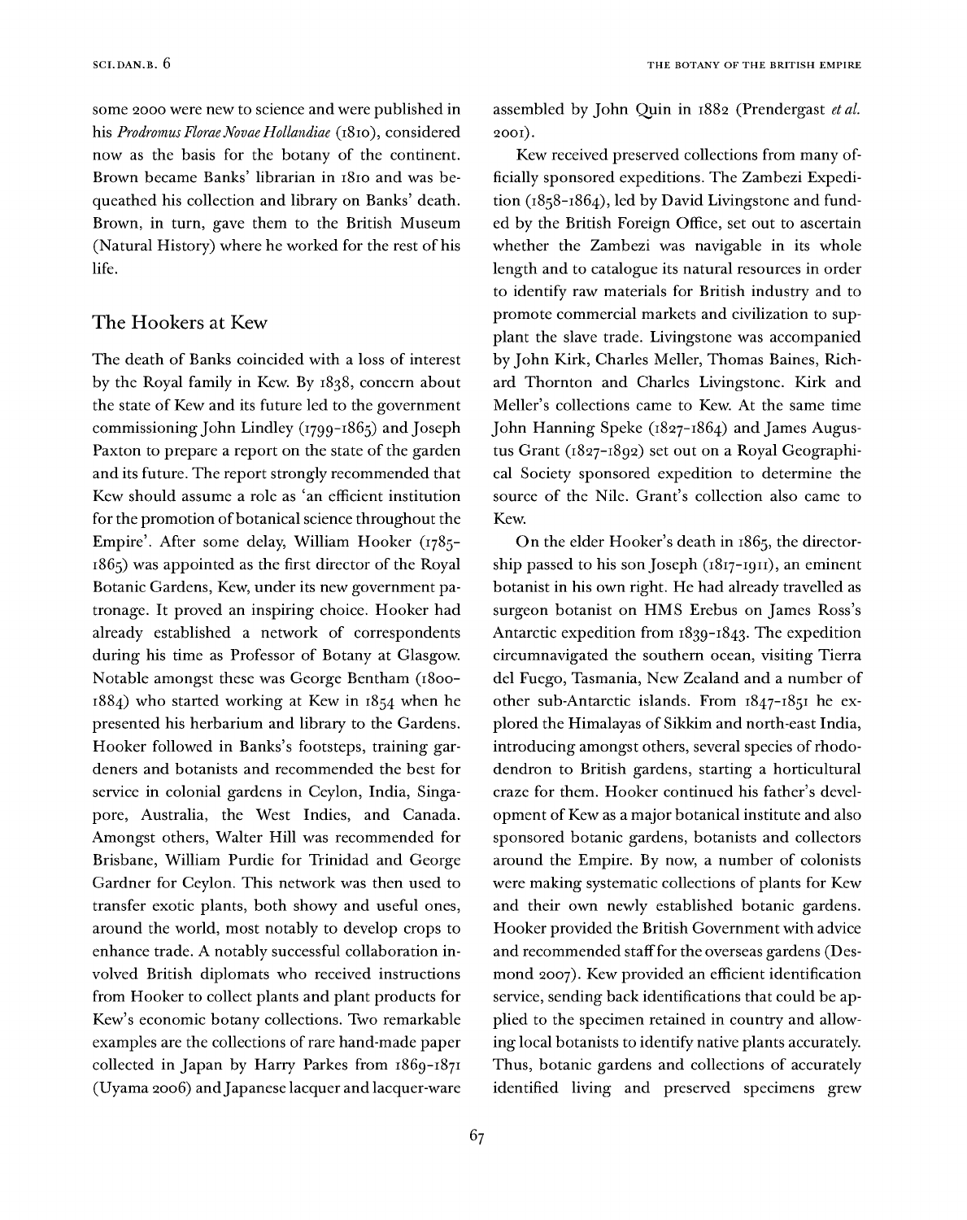some 2000 were new to science and were published in his *Prodromus Florae Novae Hollandiae* (1810), considered now as the basis for the botany of the continent. Brown became Banks' librarian in 1810 and was bequeathed his collection and library on Banks' death. Brown, in turn, gave them to the British Museum (Natural History) where he worked for the rest of his life.

## The Hookers at Kew

The death of Banks coincided with a loss of interest by the Royal family in Kew. By 1838, concern about the state of Kew and its future led to the government commissioning John Lindley (1799-1865) and Joseph Paxton to prepare a report on the state of the garden and its future. The report strongly recommended that Kew should assume a role as 'an efficient institution for the promotion of botanical science throughout the Empire'. After some delay, William Hooker (1785-1865) was appointed as the first director of the Royal Botanic Gardens, Kew, under its new government patronage. It proved an inspiring choice. Hooker had already established a network of correspondents during his time as Professor of Botany at Glasgow. Notable amongst these was George Bentham (1800-1884) who started working at Kew in 1854 when he presented his herbarium and library to the Gardens. Hooker followed in Banks's footsteps, training gardeners and botanists and recommended the best for service in colonial gardens in Ceylon, India, Singapore, Australia, the West Indies, and Canada. Amongst others, Walter Hill was recommended for Brisbane, William Purdie for Trinidad and George Gardner for Ceylon. This network was then used to transfer exotic plants, both showy and useful ones, around the world, most notably to develop crops to enhance trade. A notably successful collaboration involved British diplomats who received instructions from Hooker to collect plants and plant products for Kew's economic botany collections. Two remarkable examples are the collections of rare hand-made paper collected in Japan by Harry Parkes from 1869-1871 (Uyama 2006) and Japanese lacquer and lacquer-ware assembled by John Quin in 1882 (Prendergast *et al.* 2001).

Kew received preserved collections from many officially sponsored expeditions. The Zambezi Expedition (1858-1864), led by David Livingstone and funded by the British Foreign Office, set out to ascertain whether the Zambezi was navigable in its whole length and to catalogue its natural resources in order to identify raw materials for British industry and to promote commercial markets and civilization to supplant the slave trade. Livingstone was accompanied by John Kirk, Charles Meller, Thomas Baines, Richard Thornton and Charles Livingstone. Kirk and Meller's collections came to Kew. At the same time John Hanning Speke (1827-1864) and James Augustus Grant (1827-1892) set out on a Royal Geographical Society sponsored expedition to determine the source of the Nile. Grant's collection also came to Kew.

On the elder Hooker's death in 1865, the directorship passed to his son Joseph (1817-1911), an eminent botanist in his own right. He had already travelled as surgeon botanist on HMS Erebus on James Ross's Antarctic expedition from 1839-1843. The expedition circumnavigated the southern ocean, visiting Tierra del Fuego, Tasmania, New Zealand and a number of other sub-Antarctic islands. From 1847-1851 he explored the Himalayas of Sikkim and north-east India, introducing amongst others, several species of rhododendron to British gardens, starting a horticultural craze for them. Hooker continued his father's development of Kew as a major botanical institute and also sponsored botanic gardens, botanists and collectors around the Empire. By now, a number of colonists were making systematic collections of plants for Kew and their own newly established botanic gardens. Hooker provided the British Government with advice and recommended staff for the overseas gardens (Desmond 2007). Kew provided an efficient identification service, sending back identifications that could be applied to the specimen retained in country and allowing local botanists to identify native plants accurately. Thus, botanic gardens and collections of accurately identified living and preserved specimens grew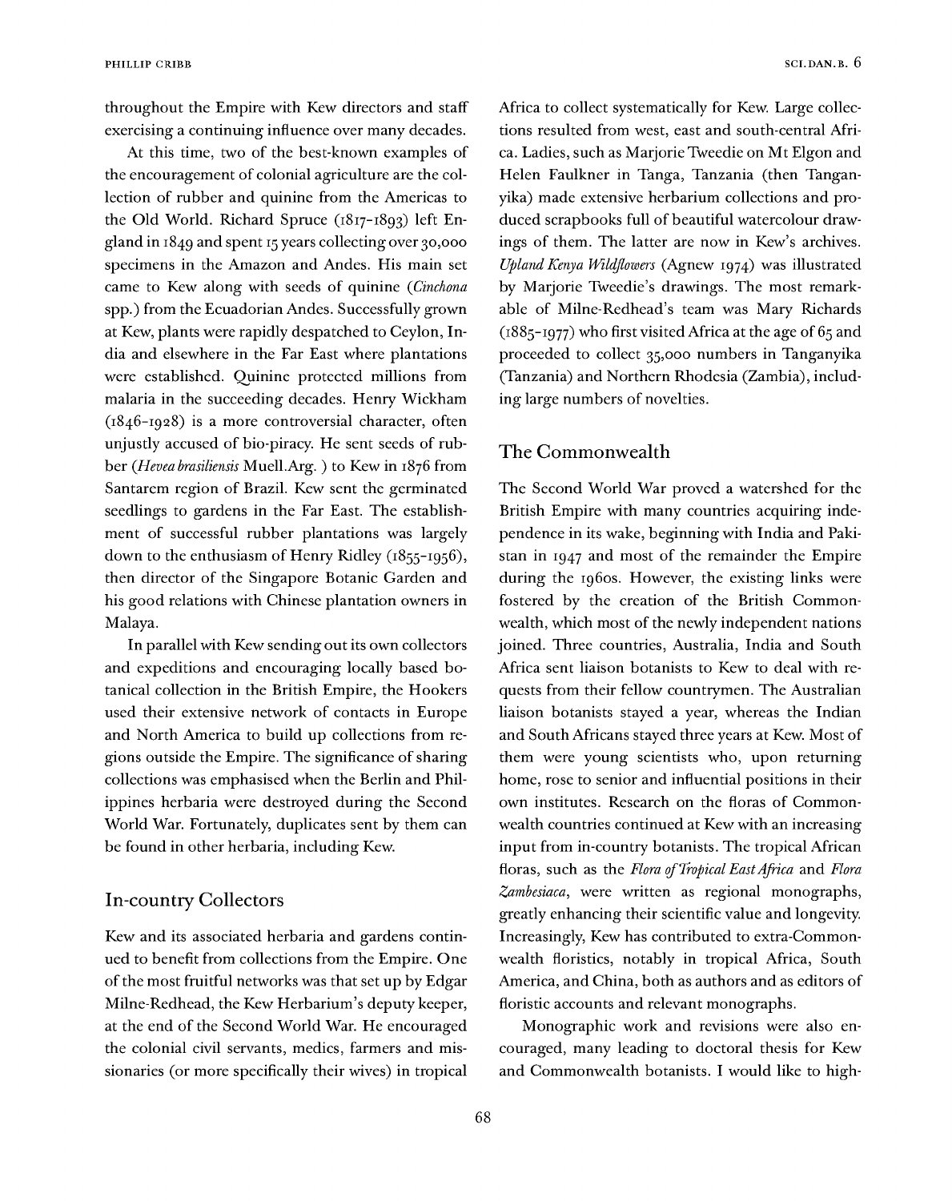throughout the Empire with Kew directors and staff exercising a continuing influence over many decades.

At this time, two of the best-known examples of the encouragement of colonial agriculture are the collection of rubber and quinine from the Americas to the Old World. Richard Spruce (1817–1893) left England in 1849 and spent 15 years collecting over 30,000 specimens in the Amazon and Andes. His main set came to Kew along with seeds of quinine (*Cinchona* spp.) from the Ecuadorian Andes. Successfully grown at Kew, plants were rapidly despatched to Ceylon, India and elsewhere in the Far East where plantations were established. Quinine protected millions from malaria in the succeeding decades. Henry Wickham (1846–1928) is a more controversial character, often unjustly accused of bio-piracy. He sent seeds of rubber (*Hevea brasiliensis* Muell.Arg. ) to Kew in 1876 from Santarem region of Brazil. Kew sent the germinated seedlings to gardens in the Far East. The establishment of successful rubber plantations was largely down to the enthusiasm of Henry Ridley (1855–1956), then director of the Singapore Botanic Garden and his good relations with Chinese plantation owners in Malaya.

In parallel with Kew sending out its own collectors and expeditions and encouraging locally based botanical collection in the British Empire, the Hookers used their extensive network of contacts in Europe and North America to build up collections from regions outside the Empire. The significance of sharing collections was emphasised when the Berlin and Philippines herbaria were destroyed during the Second World War. Fortunately, duplicates sent by them can be found in other herbaria, including Kew.

## In-country Collectors

Kew and its associated herbaria and gardens continued to benefit from collections from the Empire. One of the most fruitful networks was that set up by Edgar Milne-Redhead, the Kew Herbarium's deputy keeper, at the end of the Second World War. He encouraged the colonial civil servants, medics, farmers and missionaries (or more specifically their wives) in tropical Africa to collect systematically for Kew. Large collections resulted from west, east and south-central Africa. Ladies, such as Marjorie Tweedie on Mt Elgon and Helen Faulkner in Tanga, Tanzania (then Tanganyika) made extensive herbarium collections and produced scrapbooks full of beautiful watercolour drawings of them. The latter are now in Kew's archives. *Upland Kenya Wildflowers* (Agnew 1974) was illustrated by Marjorie Tweedie's drawings. The most remarkable of Milne-Redhead's team was Mary Richards (1885–1977) who first visited Africa at the age of 65 and proceeded to collect 35,000 numbers in Tanganyika (Tanzania) and Northern Rhodesia (Zambia), including large numbers of novelties.

## The Commonwealth

The Second World War proved a watershed for the British Empire with many countries acquiring independence in its wake, beginning with India and Pakistan in 1947 and most of the remainder the Empire during the 1960s. However, the existing links were fostered by the creation of the British Commonwealth, which most of the newly independent nations joined. Three countries, Australia, India and South Africa sent liaison botanists to Kew to deal with requests from their fellow countrymen. The Australian liaison botanists stayed a year, whereas the Indian and South Africans stayed three years at Kew. Most of them were young scientists who, upon returning home, rose to senior and influential positions in their own institutes. Research on the floras of Commonwealth countries continued at Kew with an increasing input from in-country botanists. The tropical African floras, such as the *Flora of Tropical East Africa* and *Flora Zambesiaca*, were written as regional monographs, greatly enhancing their scientific value and longevity. Increasingly, Kew has contributed to extra-Commonwealth floristics, notably in tropical Africa, South America, and China, both as authors and as editors of floristic accounts and relevant monographs.

Monographic work and revisions were also encouraged, many leading to doctoral thesis for Kew and Commonwealth botanists. I would like to high-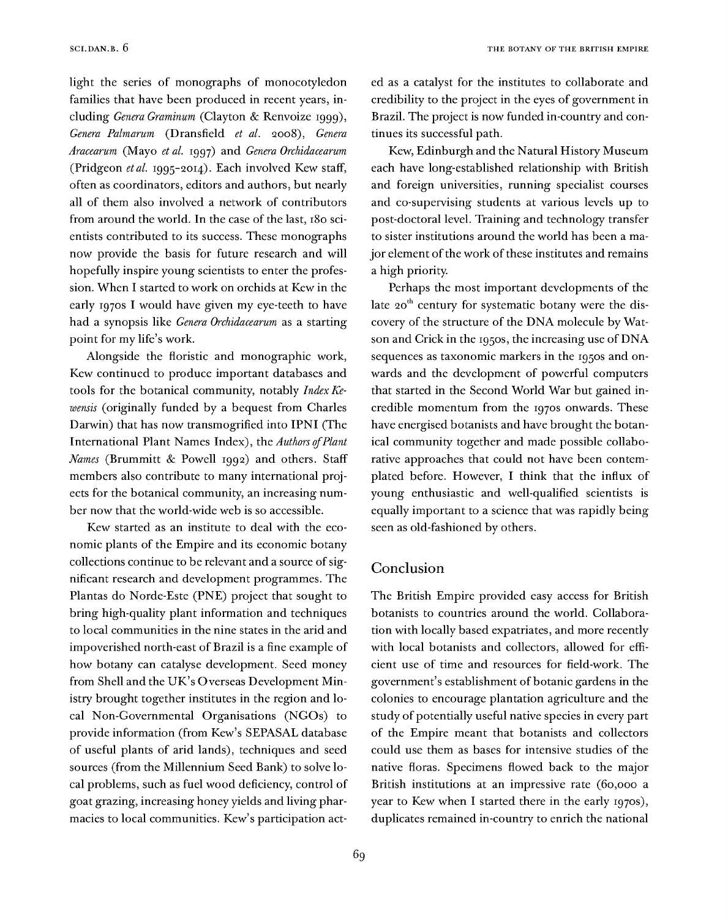light the series of monographs of monocotyledon families that have been produced in recent years, including *Genera Graminum* (Clayton & Renvoize 1999), *Genera Palmarum* (Dransfield *et al.* 2008), *Genera Aracearum* (Mayo *et al.* 1997) and *Genera Orchidacearum* (Pridgeon *et al.* 1995–2014). Each involved Kew staff, often as coordinators, editors and authors, but nearly all of them also involved a network of contributors from around the world. In the case of the last, 180 scientists contributed to its success. These monographs now provide the basis for future research and will hopefully inspire young scientists to enter the profession. When I started to work on orchids at Kew in the early 1970s I would have given my eye-teeth to have had a synopsis like *Genera Orchidacearum* as a starting point for my life's work.

Alongside the floristic and monographic work, Kew continued to produce important databases and tools for the botanical community, notably *Index Kewensis* (originally funded by a bequest from Charles Darwin) that has now transmogrified into IPNI (The International Plant Names Index), the *Authors of Plant Names* (Brummitt & Powell 1992) and others. Staff members also contribute to many international projects for the botanical community, an increasing number now that the world-wide web is so accessible.

Kew started as an institute to deal with the economic plants of the Empire and its economic botany collections continue to be relevant and a source of significant research and development programmes. The Plantas do Norde-Este (PNE) project that sought to bring high-quality plant information and techniques to local communities in the nine states in the arid and impoverished north-east of Brazil is a fine example of how botany can catalyse development. Seed money from Shell and the UK's Overseas Development Ministry brought together institutes in the region and local Non-Governmental Organisations (NGOs) to provide information (from Kew's SEPASAL database of useful plants of arid lands), techniques and seed sources (from the Millennium Seed Bank) to solve local problems, such as fuel wood deficiency, control of goat grazing, increasing honey yields and living pharmacies to local communities. Kew's participation acted as a catalyst for the institutes to collaborate and credibility to the project in the eyes of government in Brazil. The project is now funded in-country and continues its successful path.

Kew, Edinburgh and the Natural History Museum each have long-established relationship with British and foreign universities, running specialist courses and co-supervising students at various levels up to post-doctoral level. Training and technology transfer to sister institutions around the world has been a major element of the work of these institutes and remains a high priority.

Perhaps the most important developments of the late 20th century for systematic botany were the discovery of the structure of the DNA molecule by Watson and Crick in the 1950s, the increasing use of DNA sequences as taxonomic markers in the 1950s and onwards and the development of powerful computers that started in the Second World War but gained incredible momentum from the 1970s onwards. These have energised botanists and have brought the botanical community together and made possible collaborative approaches that could not have been contemplated before. However, I think that the influx of young enthusiastic and well-qualified scientists is equally important to a science that was rapidly being seen as old-fashioned by others.

## Conclusion

The British Empire provided easy access for British botanists to countries around the world. Collaboration with locally based expatriates, and more recently with local botanists and collectors, allowed for efficient use of time and resources for field-work. The government's establishment of botanic gardens in the colonies to encourage plantation agriculture and the study of potentially useful native species in every part of the Empire meant that botanists and collectors could use them as bases for intensive studies of the native floras. Specimens flowed back to the major British institutions at an impressive rate (60,000 a year to Kew when I started there in the early 1970s), duplicates remained in-country to enrich the national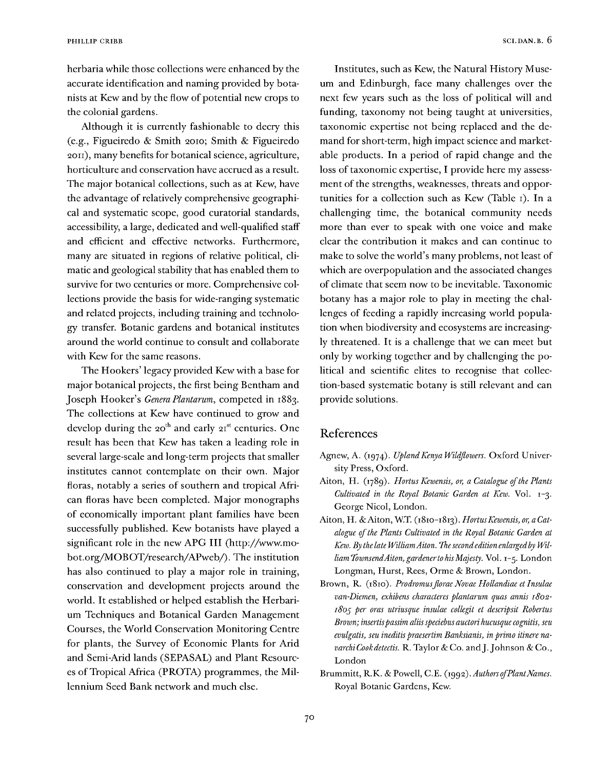herbaria while those collections were enhanced by the accurate identification and naming provided by botanists at Kew and by the flow of potential new crops to the colonial gardens.

Although it is currently fashionable to decry this (e.g., Figueiredo & Smith 2010; Smith & Figueiredo 2011), many benefits for botanical science, agriculture, horticulture and conservation have accrued as a result. The major botanical collections, such as at Kew, have the advantage of relatively comprehensive geographical and systematic scope, good curatorial standards, accessibility, a large, dedicated and well-qualified staff and efficient and effective networks. Furthermore, many are situated in regions of relative political, climatic and geological stability that has enabled them to survive for two centuries or more. Comprehensive collections provide the basis for wide-ranging systematic and related projects, including training and technology transfer. Botanic gardens and botanical institutes around the world continue to consult and collaborate with Kew for the same reasons.

The Hookers' legacy provided Kew with a base for major botanical projects, the first being Bentham and Joseph Hooker's *Genera Plantarum*, competed in 1883. The collections at Kew have continued to grow and develop during the 20th and early 21st centuries. One result has been that Kew has taken a leading role in several large-scale and long-term projects that smaller institutes cannot contemplate on their own. Major floras, notably a series of southern and tropical African floras have been completed. Major monographs of economically important plant families have been successfully published. Kew botanists have played a significant role in the new APG III (http://www.mobot.org/MOBOT/research/APweb/). The institution has also continued to play a major role in training, conservation and development projects around the world. It established or helped establish the Herbarium Techniques and Botanical Garden Management Courses, the World Conservation Monitoring Centre for plants, the Survey of Economic Plants for Arid and Semi-Arid lands (SEPASAL) and Plant Resources of Tropical Africa (PROTA) programmes, the Millennium Seed Bank network and much else.

Institutes, such as Kew, the Natural History Museum and Edinburgh, face many challenges over the next few years such as the loss of political will and funding, taxonomy not being taught at universities, taxonomic expertise not being replaced and the demand for short-term, high impact science and marketable products. In a period of rapid change and the loss of taxonomic expertise, I provide here my assessment of the strengths, weaknesses, threats and opportunities for a collection such as Kew (Table 1). In a challenging time, the botanical community needs more than ever to speak with one voice and make clear the contribution it makes and can continue to make to solve the world's many problems, not least of which are overpopulation and the associated changes of climate that seem now to be inevitable. Taxonomic botany has a major role to play in meeting the challenges of feeding a rapidly increasing world population when biodiversity and ecosystems are increasingly threatened. It is a challenge that we can meet but only by working together and by challenging the political and scientific elites to recognise that collection-based systematic botany is still relevant and can provide solutions.

## References

Agnew, A. (1974). *Upland Kenya Wildflowers*. Oxford University Press, Oxford.

Aiton, H. (1789). *Hortus Kewensis, or, a Catalogue of the Plants Cultivated in the Royal Botanic Garden at Kew*. Vol. 1–3. George Nicol, London.

Aiton, H. & Aiton, W.T. (1810–1813). *Hortus Kewensis, or, a Catalogue of the Plants Cultivated in the Royal Botanic Garden at Kew. By the late William Aiton. The second edition enlarged by William Townsend Aiton, gardener to his Majesty*. Vol. 1–5. London Longman, Hurst, Rees, Orme & Brown, London.

Brown, R. (1810). *Prodromus florae Novae Hollandiae et Insulae van-Diemen, exhibens characteres plantarum quas annis 1802-1805 per oras utriusque insulae collegit et descripsit Robertus Brown; insertis passim aliis speciebus auctori hucusque cognitis, seu evulgatis, seu ineditis praesertim Banksianis, in primo itinere navarchi Cook detectis*. R. Taylor & Co. and J. Johnson & Co., London

Brummitt, R.K. & Powell, C.E. (1992). *Authors of Plant Names*. Royal Botanic Gardens, Kew.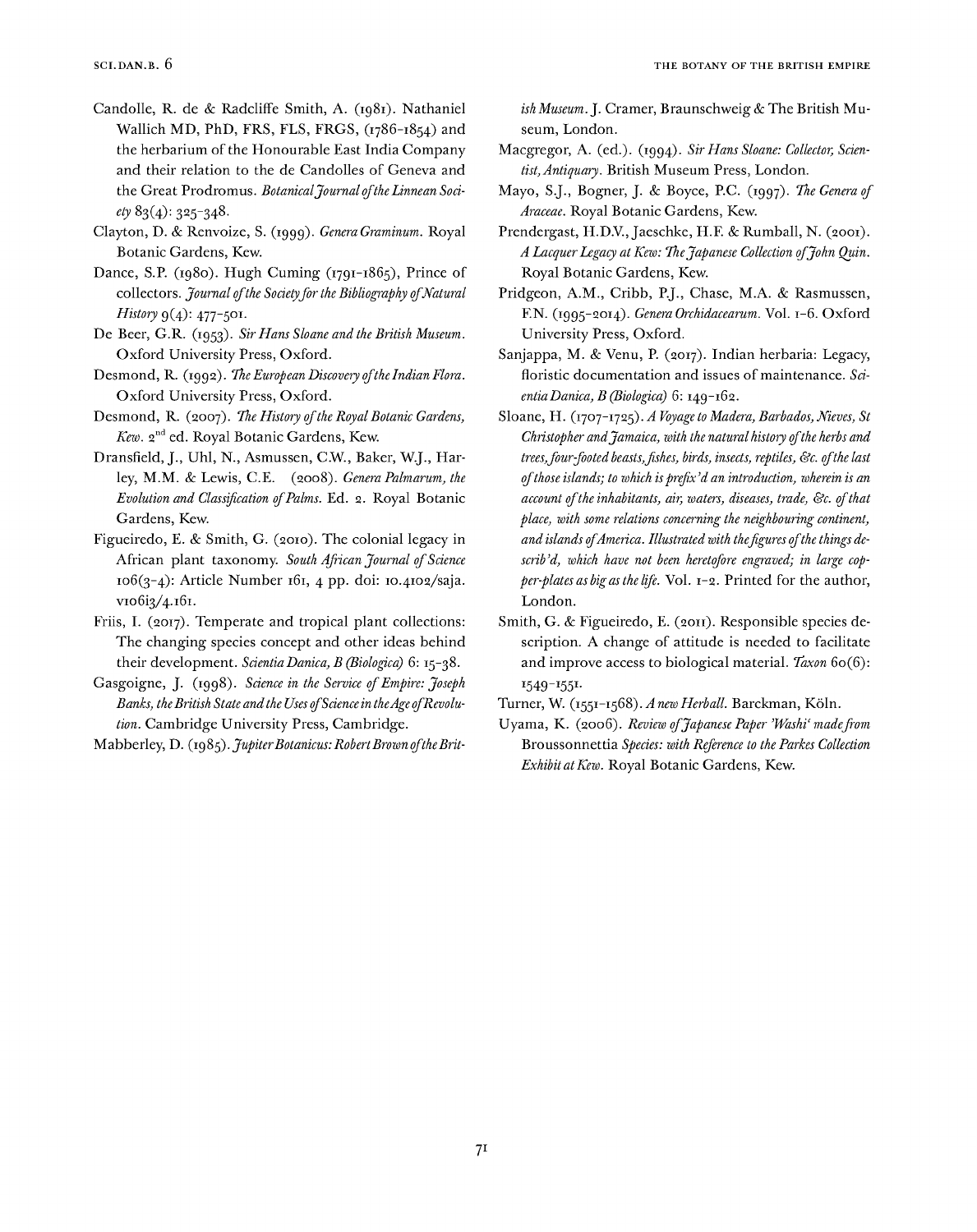Candolle, R. de & Radcliffe Smith, A. (1981). Nathaniel Wallich MD, PhD, FRS, FLS, FRGS, (1786–1854) and the herbarium of the Honourable East India Company and their relation to the de Candolles of Geneva and the Great Prodromus. *Botanical Journal of the Linnean Society* 83(4): 325–348.

Clayton, D. & Renvoize, S. (1999). *Genera Graminum*. Royal Botanic Gardens, Kew.

Dance, S.P. (1980). Hugh Cuming (1791–1865), Prince of collectors. *Journal of the Society for the Bibliography of Natural History* 9(4): 477–501.

De Beer, G.R. (1953). *Sir Hans Sloane and the British Museum*. Oxford University Press, Oxford.

Desmond, R. (1992). *The European Discovery of the Indian Flora*. Oxford University Press, Oxford.

Desmond, R. (2007). *The History of the Royal Botanic Gardens, Kew*. 2nd ed. Royal Botanic Gardens, Kew.

Dransfield, J., Uhl, N., Asmussen, C.W., Baker, W.J., Harley, M.M. & Lewis, C.E. (2008). *Genera Palmarum, the Evolution and Classification of Palms*. Ed. 2. Royal Botanic Gardens, Kew.

Figueiredo, E. & Smith, G. (2010). The colonial legacy in African plant taxonomy. *South African Journal of Science* 106(3-4): Article Number 161, 4 pp. doi: 10.4102/sajs.v106i3/4.161.

Friis, I. (2017). Temperate and tropical plant collections: The changing species concept and other ideas behind their development. *Scientia Danica, B (Biologica)* 6: 15–38.

Gasgoigne, J. (1998). *Science in the Service of Empire: Joseph Banks, the British State and the Uses of Science in the Age of Revolution*. Cambridge University Press, Cambridge.

Mabberley, D. (1985). *Jupiter Botanicus: Robert Brown of the British Museum*. J. Cramer, Braunschweig & The British Museum, London.

Macgregor, A. (ed.). (1994). *Sir Hans Sloane: Collector, Scientist, Antiquary*. British Museum Press, London.

Mayo, S.J., Bogner, J. & Boyce, P.C. (1997). *The Genera of Araceae*. Royal Botanic Gardens, Kew.

Prendergast, H.D.V., Jaeschke, H.F. & Rumball, N. (2001). *A Lacquer Legacy at Kew: The Japanese Collection of John Quin*. Royal Botanic Gardens, Kew.

Pridgeon, A.M., Cribb, P.J., Chase, M.A. & Rasmussen, F.N. (1995–2014). *Genera Orchidacearum*. Vol. 1–6. Oxford University Press, Oxford.

Sanjappa, M. & Venu, P. (2017). Indian herbaria: Legacy, floristic documentation and issues of maintenance. *Scientia Danica, B (Biologica)* 6: 149–162.

Sloane, H. (1707–1725). *A Voyage to Madera, Barbados, Nieves, St Christopher and Jamaica, with the natural history of the herbs and trees, four-footed beasts, fishes, birds, insects, reptiles, &c. of the last of those islands; to which is prefix'd an introduction, wherein is an account of the inhabitants, air, waters, diseases, trade, &c. of that place, with some relations concerning the neighbouring continent, and islands of America. Illustrated with the figures of the things describ'd, which have not been heretofore engraved; in large copper-plates as big as the life*. Vol. 1–2. Printed for the author, London.

Smith, G. & Figueiredo, E. (2011). Responsible species description. A change of attitude is needed to facilitate and improve access to biological material. *Taxon* 60(6): 1549–1551.

Turner, W. (1551–1568). *A new Herball*. Barckman, Köln.

Uyama, K. (2006). *Review of Japanese Paper 'Washi' made from* Broussonnettia *Species: with Reference to the Parkes Collection Exhibit at Kew*. Royal Botanic Gardens, Kew.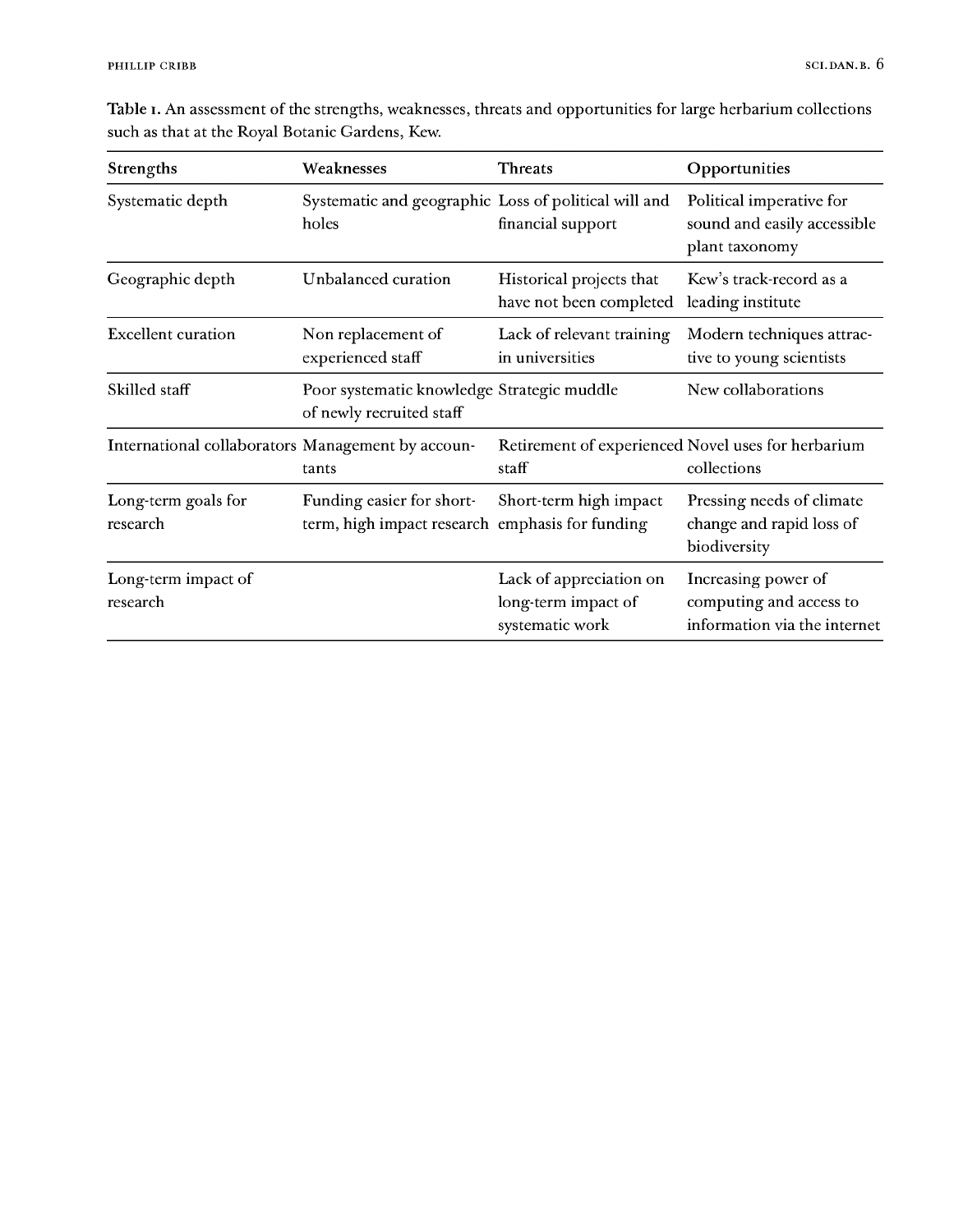**Table 1.** An assessment of the strengths, weaknesses, threats and opportunities for large herbarium collections such as that at the Royal Botanic Gardens, Kew.

| Strengths | Weaknesses | Threats | Opportunities |
|---|---|---|---|
| Systematic depth | Systematic and geographic holes | Loss of political will and financial support | Political imperative for sound and easily accessible plant taxonomy |
| Geographic depth | Unbalanced curation | Historical projects that have not been completed | Kew's track-record as a leading institute |
| Excellent curation | Non replacement of experienced staff | Lack of relevant training in universities | Modern techniques attractive to young scientists |
| Skilled staff | Poor systematic knowledge of newly recruited staff | Strategic muddle | New collaborations |
| International collaborators | Management by accountants | Retirement of experienced staff | Novel uses for herbarium collections |
| Long-term goals for research | Funding easier for short-term, high impact research | Short-term high impact emphasis for funding | Pressing needs of climate change and rapid loss of biodiversity |
| Long-term impact of research | | Lack of appreciation on long-term impact of systematic work | Increasing power of computing and access to information via the internet |